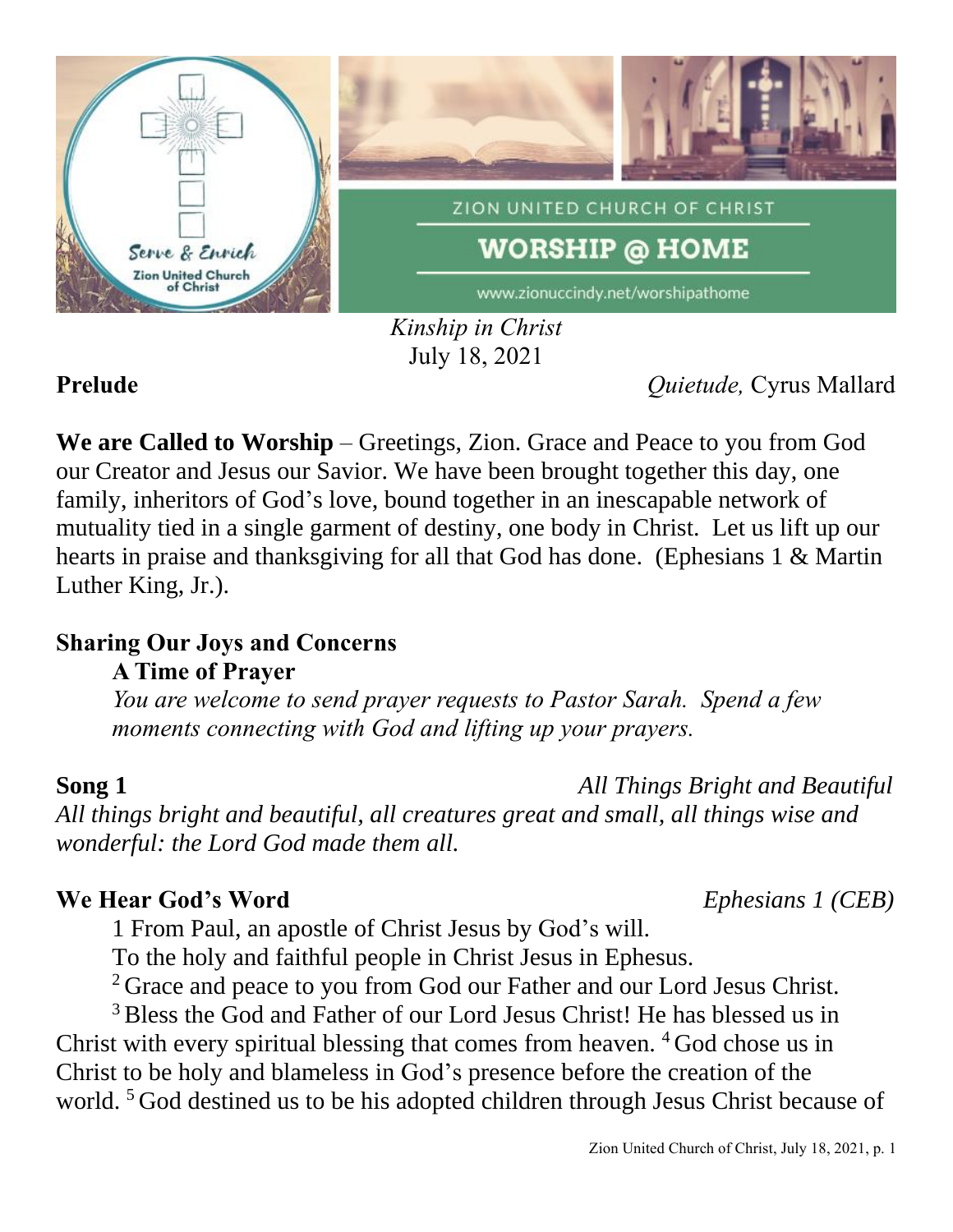ZION UNITED CHURCH OF CHRIST

# WORSHIP @ HOME

www.zionuccindy.net/worshipathome

*Kinship in Christ*
July 18, 2021

**Prelude** *Quietude,* Cyrus Mallard

**We are Called to Worship** – Greetings, Zion. Grace and Peace to you from God our Creator and Jesus our Savior. We have been brought together this day, one family, inheritors of God's love, bound together in an inescapable network of mutuality tied in a single garment of destiny, one body in Christ. Let us lift up our hearts in praise and thanksgiving for all that God has done. (Ephesians 1 & Martin Luther King, Jr.).

**Sharing Our Joys and Concerns**

**A Time of Prayer**

*You are welcome to send prayer requests to Pastor Sarah. Spend a few moments connecting with God and lifting up your prayers.*

**Song 1** *All Things Bright and Beautiful*

*All things bright and beautiful, all creatures great and small, all things wise and wonderful: the Lord God made them all.*

**We Hear God's Word** *Ephesians 1 (CEB)*

1 From Paul, an apostle of Christ Jesus by God's will.
To the holy and faithful people in Christ Jesus in Ephesus.
2 Grace and peace to you from God our Father and our Lord Jesus Christ.
3 Bless the God and Father of our Lord Jesus Christ! He has blessed us in Christ with every spiritual blessing that comes from heaven. 4 God chose us in Christ to be holy and blameless in God's presence before the creation of the world. 5 God destined us to be his adopted children through Jesus Christ because of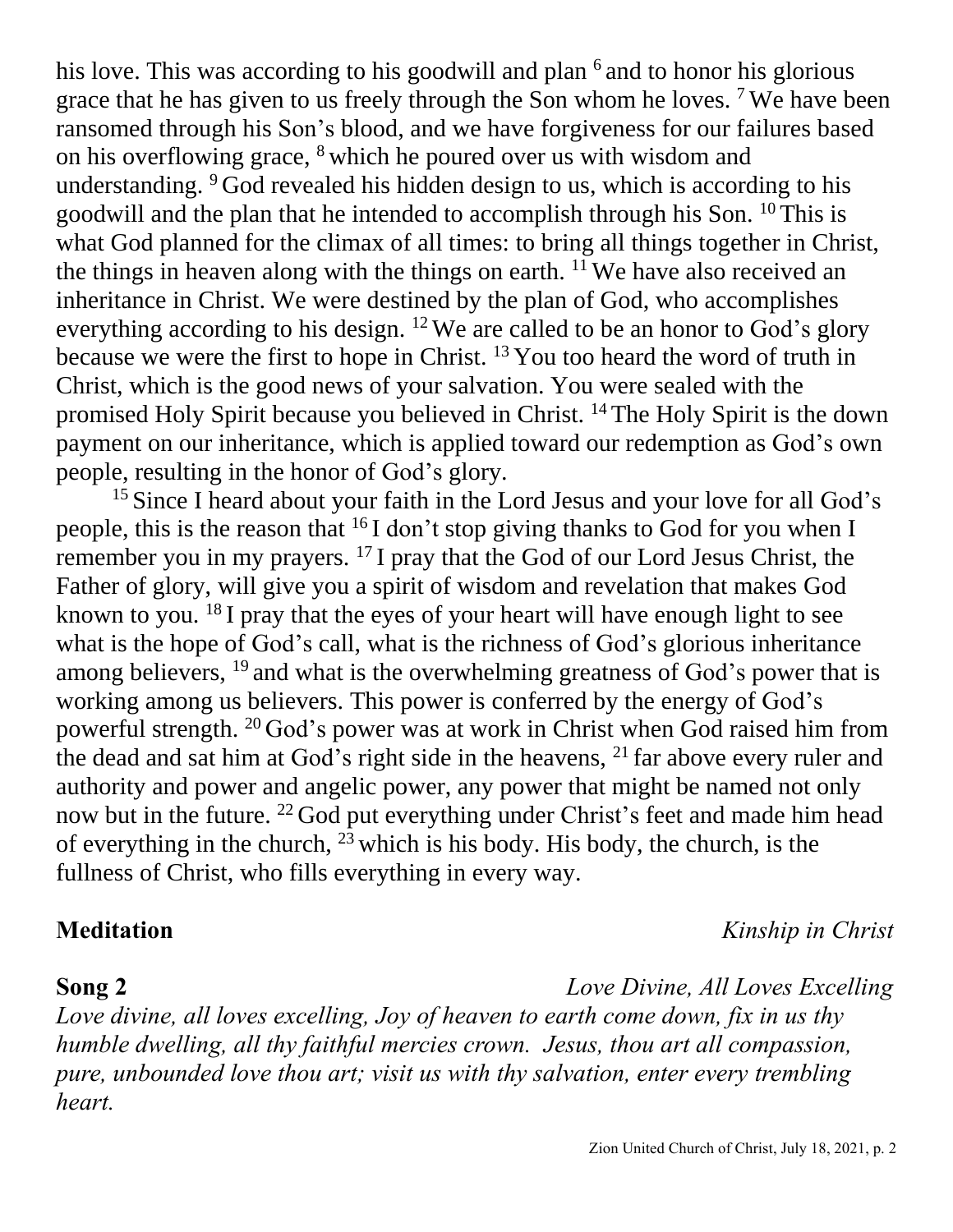his love. This was according to his goodwill and plan [6] and to honor his glorious grace that he has given to us freely through the Son whom he loves. [7] We have been ransomed through his Son's blood, and we have forgiveness for our failures based on his overflowing grace, [8] which he poured over us with wisdom and understanding. [9] God revealed his hidden design to us, which is according to his goodwill and the plan that he intended to accomplish through his Son. [10] This is what God planned for the climax of all times: to bring all things together in Christ, the things in heaven along with the things on earth. [11] We have also received an inheritance in Christ. We were destined by the plan of God, who accomplishes everything according to his design. [12] We are called to be an honor to God's glory because we were the first to hope in Christ. [13] You too heard the word of truth in Christ, which is the good news of your salvation. You were sealed with the promised Holy Spirit because you believed in Christ. [14] The Holy Spirit is the down payment on our inheritance, which is applied toward our redemption as God's own people, resulting in the honor of God's glory.

[15] Since I heard about your faith in the Lord Jesus and your love for all God's people, this is the reason that [16] I don't stop giving thanks to God for you when I remember you in my prayers. [17] I pray that the God of our Lord Jesus Christ, the Father of glory, will give you a spirit of wisdom and revelation that makes God known to you. [18] I pray that the eyes of your heart will have enough light to see what is the hope of God's call, what is the richness of God's glorious inheritance among believers, [19] and what is the overwhelming greatness of God's power that is working among us believers. This power is conferred by the energy of God's powerful strength. [20] God's power was at work in Christ when God raised him from the dead and sat him at God's right side in the heavens, [21] far above every ruler and authority and power and angelic power, any power that might be named not only now but in the future. [22] God put everything under Christ's feet and made him head of everything in the church, [23] which is his body. His body, the church, is the fullness of Christ, who fills everything in every way.

**Meditation** *Kinship in Christ*

**Song 2** *Love Divine, All Loves Excelling*

*Love divine, all loves excelling, Joy of heaven to earth come down, fix in us thy humble dwelling, all thy faithful mercies crown. Jesus, thou art all compassion, pure, unbounded love thou art; visit us with thy salvation, enter every trembling heart.*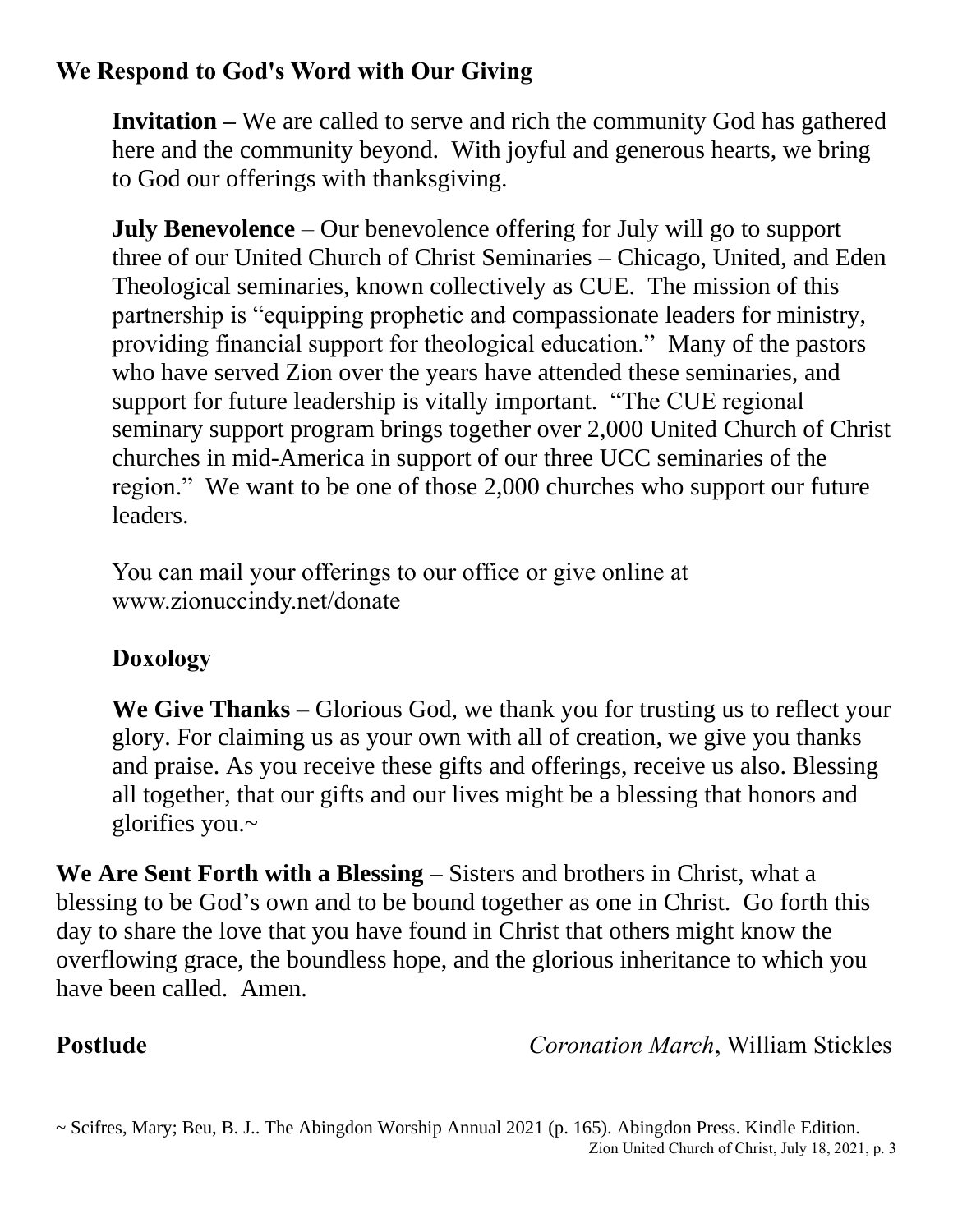## We Respond to God's Word with Our Giving

**Invitation –** We are called to serve and rich the community God has gathered here and the community beyond. With joyful and generous hearts, we bring to God our offerings with thanksgiving.

**July Benevolence** – Our benevolence offering for July will go to support three of our United Church of Christ Seminaries – Chicago, United, and Eden Theological seminaries, known collectively as CUE. The mission of this partnership is "equipping prophetic and compassionate leaders for ministry, providing financial support for theological education." Many of the pastors who have served Zion over the years have attended these seminaries, and support for future leadership is vitally important. "The CUE regional seminary support program brings together over 2,000 United Church of Christ churches in mid-America in support of our three UCC seminaries of the region." We want to be one of those 2,000 churches who support our future leaders.

You can mail your offerings to our office or give online at www.zionuccindy.net/donate

**Doxology**

**We Give Thanks** – Glorious God, we thank you for trusting us to reflect your glory. For claiming us as your own with all of creation, we give you thanks and praise. As you receive these gifts and offerings, receive us also. Blessing all together, that our gifts and our lives might be a blessing that honors and glorifies you.~

**We Are Sent Forth with a Blessing –** Sisters and brothers in Christ, what a blessing to be God's own and to be bound together as one in Christ. Go forth this day to share the love that you have found in Christ that others might know the overflowing grace, the boundless hope, and the glorious inheritance to which you have been called. Amen.

**Postlude** *Coronation March*, William Stickles

~ Scifres, Mary; Beu, B. J.. The Abingdon Worship Annual 2021 (p. 165). Abingdon Press. Kindle Edition.